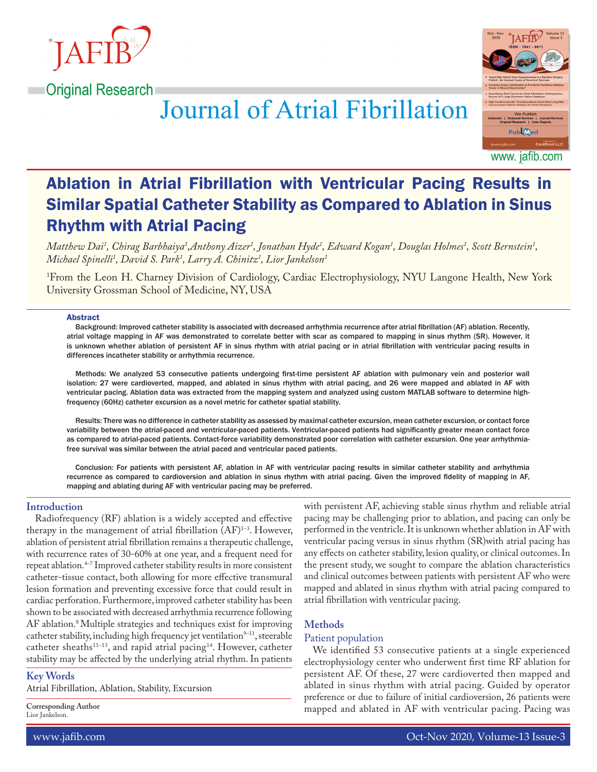Original Research

# Ablation in Atrial Fibrillation with Ventricular Pacing Results in Similar Spatial Catheter Stability as Compared to Ablation in Sinus Rhythm with Atrial Pacing

*Matthew Dai[1], Chirag Barbhaiya[1], Anthony Aizer[1], Jonathan Hyde[1], Edward Kogan[1], Douglas Holmes[1], Scott Bernstein[1], Michael Spinelli[1], David S. Park[1], Larry A. Chinitz[1], Lior Jankelson[1]*

[1]From the Leon H. Charney Division of Cardiology, Cardiac Electrophysiology, NYU Langone Health, New York University Grossman School of Medicine, NY, USA

### Abstract

Background: Improved catheter stability is associated with decreased arrhythmia recurrence after atrial fibrillation (AF) ablation. Recently, atrial voltage mapping in AF was demonstrated to correlate better with scar as compared to mapping in sinus rhythm (SR). However, it is unknown whether ablation of persistent AF in sinus rhythm with atrial pacing or in atrial fibrillation with ventricular pacing results in differences incatheter stability or arrhythmia recurrence.

Methods: We analyzed 53 consecutive patients undergoing first-time persistent AF ablation with pulmonary vein and posterior wall isolation: 27 were cardioverted, mapped, and ablated in sinus rhythm with atrial pacing, and 26 were mapped and ablated in AF with ventricular pacing. Ablation data was extracted from the mapping system and analyzed using custom MATLAB software to determine high-frequency (60Hz) catheter excursion as a novel metric for catheter spatial stability.

Results: There was no difference in catheter stability as assessed by maximal catheter excursion, mean catheter excursion, or contact force variability between the atrial-paced and ventricular-paced patients. Ventricular-paced patients had significantly greater mean contact force as compared to atrial-paced patients. Contact-force variability demonstrated poor correlation with catheter excursion. One year arrhythmia-free survival was similar between the atrial paced and ventricular paced patients.

Conclusion: For patients with persistent AF, ablation in AF with ventricular pacing results in similar catheter stability and arrhythmia recurrence as compared to cardioversion and ablation in sinus rhythm with atrial pacing. Given the improved fidelity of mapping in AF, mapping and ablating during AF with ventricular pacing may be preferred.

## Introduction

Radiofrequency (RF) ablation is a widely accepted and effective therapy in the management of atrial fibrillation (AF)[1–3]. However, ablation of persistent atrial fibrillation remains a therapeutic challenge, with recurrence rates of 30-60% at one year, and a frequent need for repeat ablation.[4–7] Improved catheter stability results in more consistent catheter-tissue contact, both allowing for more effective transmural lesion formation and preventing excessive force that could result in cardiac perforation. Furthermore, improved catheter stability has been shown to be associated with decreased arrhythmia recurrence following AF ablation.[8] Multiple strategies and techniques exist for improving catheter stability, including high frequency jet ventilation[9–11], steerable catheter sheaths[11–13], and rapid atrial pacing[14]. However, catheter stability may be affected by the underlying atrial rhythm. In patients with persistent AF, achieving stable sinus rhythm and reliable atrial pacing may be challenging prior to ablation, and pacing can only be performed in the ventricle. It is unknown whether ablation in AF with ventricular pacing versus in sinus rhythm (SR)with atrial pacing has any effects on catheter stability, lesion quality, or clinical outcomes. In the present study, we sought to compare the ablation characteristics and clinical outcomes between patients with persistent AF who were mapped and ablated in sinus rhythm with atrial pacing compared to atrial fibrillation with ventricular pacing.

### Key Words

Atrial Fibrillation, Ablation, Stability, Excursion

**Corresponding Author**
Lior Jankelson.

## Methods

### Patient population

We identified 53 consecutive patients at a single experienced electrophysiology center who underwent first time RF ablation for persistent AF. Of these, 27 were cardioverted then mapped and ablated in sinus rhythm with atrial pacing. Guided by operator preference or due to failure of initial cardioversion, 26 patients were mapped and ablated in AF with ventricular pacing. Pacing was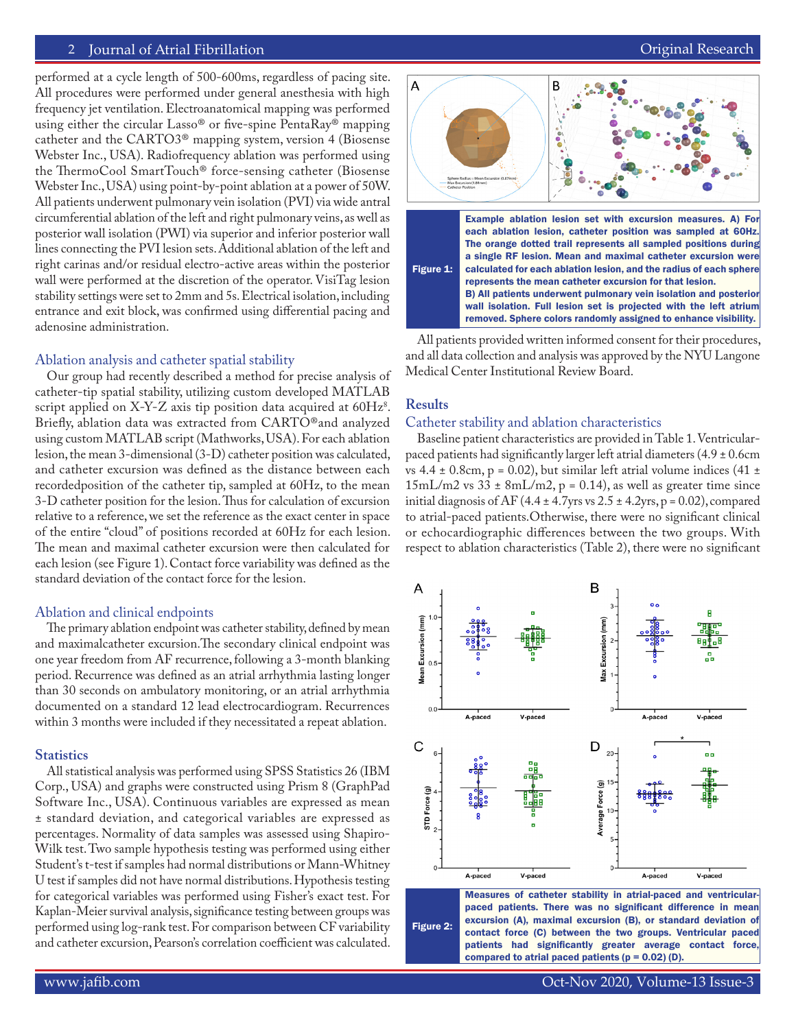performed at a cycle length of 500-600ms, regardless of pacing site. All procedures were performed under general anesthesia with high frequency jet ventilation. Electroanatomical mapping was performed using either the circular Lasso® or five-spine PentaRay® mapping catheter and the CARTO3® mapping system, version 4 (Biosense Webster Inc., USA). Radiofrequency ablation was performed using the ThermoCool SmartTouch® force-sensing catheter (Biosense Webster Inc., USA) using point-by-point ablation at a power of 50W. All patients underwent pulmonary vein isolation (PVI) via wide antral circumferential ablation of the left and right pulmonary veins, as well as posterior wall isolation (PWI) via superior and inferior posterior wall lines connecting the PVI lesion sets. Additional ablation of the left and right carinas and/or residual electro-active areas within the posterior wall were performed at the discretion of the operator. VisiTag lesion stability settings were set to 2mm and 5s. Electrical isolation, including entrance and exit block, was confirmed using differential pacing and adenosine administration.

### Ablation analysis and catheter spatial stability

Our group had recently described a method for precise analysis of catheter-tip spatial stability, utilizing custom developed MATLAB script applied on X-Y-Z axis tip position data acquired at 60Hz[8]. Briefly, ablation data was extracted from CARTO®and analyzed using custom MATLAB script (Mathworks, USA). For each ablation lesion, the mean 3-dimensional (3-D) catheter position was calculated, and catheter excursion was defined as the distance between each recordedposition of the catheter tip, sampled at 60Hz, to the mean 3-D catheter position for the lesion. Thus for calculation of excursion relative to a reference, we set the reference as the exact center in space of the entire "cloud" of positions recorded at 60Hz for each lesion. The mean and maximal catheter excursion were then calculated for each lesion (see Figure 1). Contact force variability was defined as the standard deviation of the contact force for the lesion.

### Ablation and clinical endpoints

The primary ablation endpoint was catheter stability, defined by mean and maximalcatheter excursion. The secondary clinical endpoint was one year freedom from AF recurrence, following a 3-month blanking period. Recurrence was defined as an atrial arrhythmia lasting longer than 30 seconds on ambulatory monitoring, or an atrial arrhythmia documented on a standard 12 lead electrocardiogram. Recurrences within 3 months were included if they necessitated a repeat ablation.

## Statistics

All statistical analysis was performed using SPSS Statistics 26 (IBM Corp., USA) and graphs were constructed using Prism 8 (GraphPad Software Inc., USA). Continuous variables are expressed as mean ± standard deviation, and categorical variables are expressed as percentages. Normality of data samples was assessed using Shapiro-Wilk test. Two sample hypothesis testing was performed using either Student's t-test if samples had normal distributions or Mann-Whitney U test if samples did not have normal distributions. Hypothesis testing for categorical variables was performed using Fisher's exact test. For Kaplan-Meier survival analysis, significance testing between groups was performed using log-rank test. For comparison between CF variability and catheter excursion, Pearson's correlation coefficient was calculated.

**Figure 1:** Example ablation lesion set with excursion measures. A) For each ablation lesion, catheter position was sampled at 60Hz. The orange dotted trail represents all sampled positions during a single RF lesion. Mean and maximal catheter excursion were calculated for each ablation lesion, and the radius of each sphere represents the mean catheter excursion for that lesion. B) All patients underwent pulmonary vein isolation and posterior wall isolation. Full lesion set is projected with the left atrium removed. Sphere colors randomly assigned to enhance visibility.

All patients provided written informed consent for their procedures, and all data collection and analysis was approved by the NYU Langone Medical Center Institutional Review Board.

## Results

### Catheter stability and ablation characteristics

Baseline patient characteristics are provided in Table 1. Ventricular-paced patients had significantly larger left atrial diameters (4.9 ± 0.6cm vs 4.4 ± 0.8cm, p = 0.02), but similar left atrial volume indices (41 ± 15mL/m2 vs 33 ± 8mL/m2, p = 0.14), as well as greater time since initial diagnosis of AF (4.4 ± 4.7yrs vs 2.5 ± 4.2yrs, p = 0.02), compared to atrial-paced patients. Otherwise, there were no significant clinical or echocardiographic differences between the two groups. With respect to ablation characteristics (Table 2), there were no significant

**Figure 2:** Measures of catheter stability in atrial-paced and ventricular-paced patients. There was no significant difference in mean excursion (A), maximal excursion (B), or standard deviation of contact force (C) between the two groups. Ventricular paced patients had significantly greater average contact force, compared to atrial paced patients (p = 0.02) (D).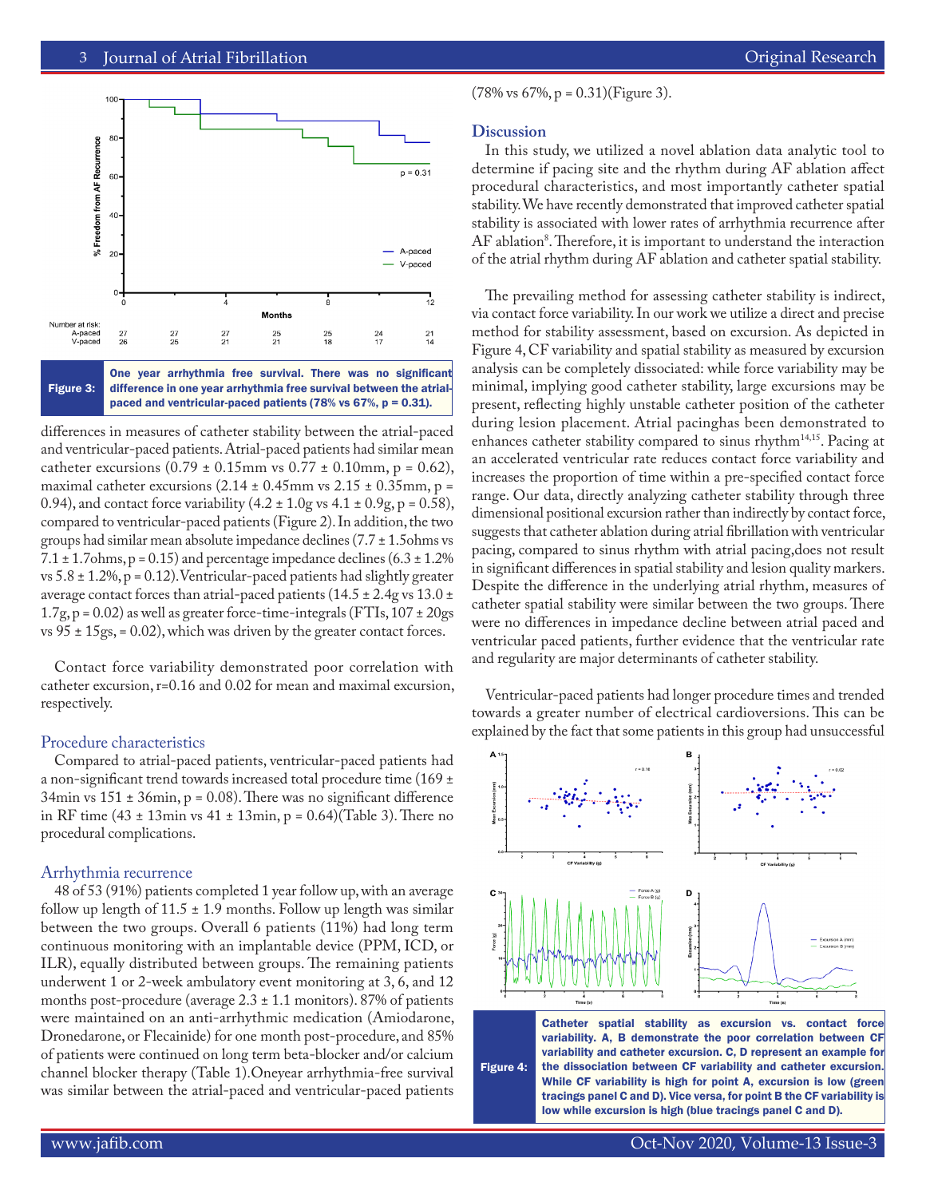Figure 3: One year arrhythmia free survival. There was no significant difference in one year arrhythmia free survival between the atrial-paced and ventricular-paced patients (78% vs 67%, p = 0.31).

differences in measures of catheter stability between the atrial-paced and ventricular-paced patients. Atrial-paced patients had similar mean catheter excursions (0.79 ± 0.15mm vs 0.77 ± 0.10mm, p = 0.62), maximal catheter excursions (2.14 ± 0.45mm vs 2.15 ± 0.35mm, p = 0.94), and contact force variability (4.2 ± 1.0g vs 4.1 ± 0.9g, p = 0.58), compared to ventricular-paced patients (Figure 2). In addition, the two groups had similar mean absolute impedance declines (7.7 ± 1.5ohms vs 7.1 ± 1.7ohms, p = 0.15) and percentage impedance declines (6.3 ± 1.2% vs 5.8 ± 1.2%, p = 0.12). Ventricular-paced patients had slightly greater average contact forces than atrial-paced patients (14.5 ± 2.4g vs 13.0 ± 1.7g, p = 0.02) as well as greater force-time-integrals (FTIs, 107 ± 20gs vs 95 ± 15gs, = 0.02), which was driven by the greater contact forces.

Contact force variability demonstrated poor correlation with catheter excursion, r=0.16 and 0.02 for mean and maximal excursion, respectively.

## Procedure characteristics

Compared to atrial-paced patients, ventricular-paced patients had a non-significant trend towards increased total procedure time (169 ± 34min vs 151 ± 36min, p = 0.08). There was no significant difference in RF time (43 ± 13min vs 41 ± 13min, p = 0.64)(Table 3). There no procedural complications.

## Arrhythmia recurrence

48 of 53 (91%) patients completed 1 year follow up, with an average follow up length of 11.5 ± 1.9 months. Follow up length was similar between the two groups. Overall 6 patients (11%) had long term continuous monitoring with an implantable device (PPM, ICD, or ILR), equally distributed between groups. The remaining patients underwent 1 or 2-week ambulatory event monitoring at 3, 6, and 12 months post-procedure (average 2.3 ± 1.1 monitors). 87% of patients were maintained on an anti-arrhythmic medication (Amiodarone, Dronedarone, or Flecainide) for one month post-procedure, and 85% of patients were continued on long term beta-blocker and/or calcium channel blocker therapy (Table 1).Oneyear arrhythmia-free survival was similar between the atrial-paced and ventricular-paced patients (78% vs 67%, p = 0.31)(Figure 3).

## Discussion

In this study, we utilized a novel ablation data analytic tool to determine if pacing site and the rhythm during AF ablation affect procedural characteristics, and most importantly catheter spatial stability. We have recently demonstrated that improved catheter spatial stability is associated with lower rates of arrhythmia recurrence after AF ablation[8]. Therefore, it is important to understand the interaction of the atrial rhythm during AF ablation and catheter spatial stability.

The prevailing method for assessing catheter stability is indirect, via contact force variability. In our work we utilize a direct and precise method for stability assessment, based on excursion. As depicted in Figure 4, CF variability and spatial stability as measured by excursion analysis can be completely dissociated: while force variability may be minimal, implying good catheter stability, large excursions may be present, reflecting highly unstable catheter position of the catheter during lesion placement. Atrial pacinghas been demonstrated to enhances catheter stability compared to sinus rhythm[14,15]. Pacing at an accelerated ventricular rate reduces contact force variability and increases the proportion of time within a pre-specified contact force range. Our data, directly analyzing catheter stability through three dimensional positional excursion rather than indirectly by contact force, suggests that catheter ablation during atrial fibrillation with ventricular pacing, compared to sinus rhythm with atrial pacing,does not result in significant differences in spatial stability and lesion quality markers. Despite the difference in the underlying atrial rhythm, measures of catheter spatial stability were similar between the two groups. There were no differences in impedance decline between atrial paced and ventricular paced patients, further evidence that the ventricular rate and regularity are major determinants of catheter stability.

Ventricular-paced patients had longer procedure times and trended towards a greater number of electrical cardioversions. This can be explained by the fact that some patients in this group had unsuccessful

Figure 4: Catheter spatial stability as excursion vs. contact force variability. A, B demonstrate the poor correlation between CF variability and catheter excursion. C, D represent an example for the dissociation between CF variability and catheter excursion. While CF variability is high for point A, excursion is low (green tracings panel C and D). Vice versa, for point B the CF variability is low while excursion is high (blue tracings panel C and D).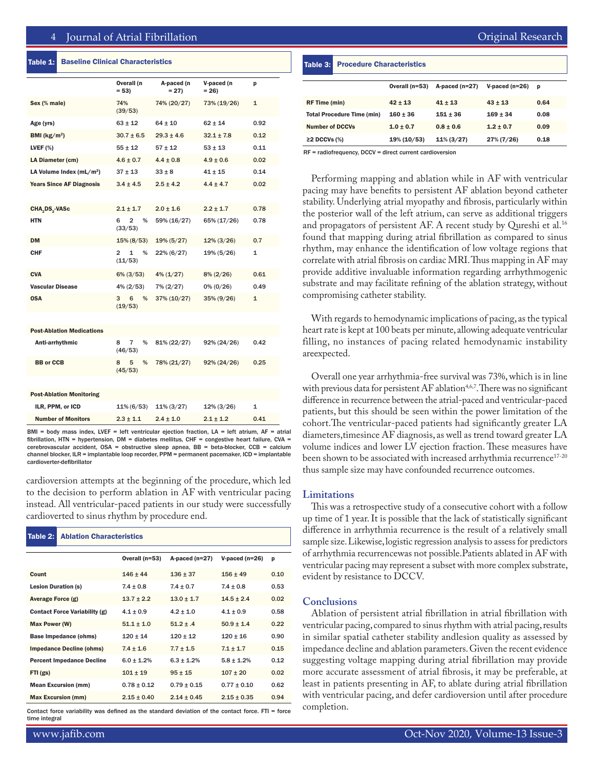**Table 1: Baseline Clinical Characteristics**

| | Overall (n = 53) | A-paced (n = 27) | V-paced (n = 26) | p |
|---|---|---|---|---|
| Sex (% male) | 74% (39/53) | 74% (20/27) | 73% (19/26) | 1 |
| Age (yrs) | 63 ± 12 | 64 ± 10 | 62 ± 14 | 0.92 |
| BMI (kg/m$^2$) | 30.7 ± 6.5 | 29.3 ± 4.6 | 32.1 ± 7.8 | 0.12 |
| LVEF (%) | 55 ± 12 | 57 ± 12 | 53 ± 13 | 0.11 |
| LA Diameter (cm) | 4.6 ± 0.7 | 4.4 ± 0.8 | 4.9 ± 0.6 | 0.02 |
| LA Volume Index (mL/m$^2$) | 37 ± 13 | 33 ± 8 | 41 ± 15 | 0.14 |
| Years Since AF Diagnosis | 3.4 ± 4.5 | 2.5 ± 4.2 | 4.4 ± 4.7 | 0.02 |
| | | | | |
| $CHA_2DS_2$-VASc | 2.1 ± 1.7 | 2.0 ± 1.6 | 2.2 ± 1.7 | 0.78 |
| HTN | 62% (33/53) | 59% (16/27) | 65% (17/26) | 0.78 |
| DM | 15% (8/53) | 19% (5/27) | 12% (3/26) | 0.7 |
| CHF | 21% (11/53) | 22% (6/27) | 19% (5/26) | 1 |
| CVA | 6% (3/53) | 4% (1/27) | 8% (2/26) | 0.61 |
| Vascular Disease | 4% (2/53) | 7% (2/27) | 0% (0/26) | 0.49 |
| OSA | 36% (19/53) | 37% (10/27) | 35% (9/26) | 1 |
| | | | | |
| **Post-Ablation Medications** | | | | |
| Anti-arrhythmic | 87% (46/53) | 81% (22/27) | 92% (24/26) | 0.42 |
| BB or CCB | 85% (45/53) | 78% (21/27) | 92% (24/26) | 0.25 |
| | | | | |
| **Post-Ablation Monitoring** | | | | |
| ILR, PPM, or ICD | 11% (6/53) | 11% (3/27) | 12% (3/26) | 1 |
| Number of Monitors | 2.3 ± 1.1 | 2.4 ± 1.0 | 2.1 ± 1.2 | 0.41 |

BMI = body mass index, LVEF = left ventricular ejection fraction, LA = left atrium, AF = atrial fibrillation, HTN = hypertension, DM = diabetes mellitus, CHF = congestive heart failure, CVA = cerebrovascular accident, OSA = obstructive sleep apnea, BB = beta-blocker, CCB = calcium channel blocker, ILR = implantable loop recorder, PPM = permanent pacemaker, ICD = implantable cardioverter-defibrillator

cardioversion attempts at the beginning of the procedure, which led to the decision to perform ablation in AF with ventricular pacing instead. All ventricular-paced patients in our study were successfully cardioverted to sinus rhythm by procedure end.

**Table 2: Ablation Characteristics**

| | Overall (n=53) | A-paced (n=27) | V-paced (n=26) | p |
|---|---|---|---|---|
| Count | 146 ± 44 | 136 ± 37 | 156 ± 49 | 0.10 |
| Lesion Duration (s) | 7.4 ± 0.8 | 7.4 ± 0.7 | 7.4 ± 0.8 | 0.53 |
| Average Force (g) | 13.7 ± 2.2 | 13.0 ± 1.7 | 14.5 ± 2.4 | 0.02 |
| Contact Force Variability (g) | 4.1 ± 0.9 | 4.2 ± 1.0 | 4.1 ± 0.9 | 0.58 |
| Max Power (W) | 51.1 ± 1.0 | 51.2 ± .4 | 50.9 ± 1.4 | 0.22 |
| Base Impedance (ohms) | 120 ± 14 | 120 ± 12 | 120 ± 16 | 0.90 |
| Impedance Decline (ohms) | 7.4 ± 1.6 | 7.7 ± 1.5 | 7.1 ± 1.7 | 0.15 |
| Percent Impedance Decline | 6.0 ± 1.2% | 6.3 ± 1.2% | 5.8 ± 1.2% | 0.12 |
| FTI (gs) | 101 ± 19 | 95 ± 15 | 107 ± 20 | 0.02 |
| Mean Excursion (mm) | 0.78 ± 0.12 | 0.79 ± 0.15 | 0.77 ± 0.10 | 0.62 |
| Max Excursion (mm) | 2.15 ± 0.40 | 2.14 ± 0.45 | 2.15 ± 0.35 | 0.94 |

Contact force variability was defined as the standard deviation of the contact force. FTI = force time integral

**Table 3: Procedure Characteristics**

| | Overall (n=53) | A-paced (n=27) | V-paced (n=26) | p |
|---|---|---|---|---|
| RF Time (min) | 42 ± 13 | 41 ± 13 | 43 ± 13 | 0.64 |
| Total Procedure Time (min) | 160 ± 36 | 151 ± 36 | 169 ± 34 | 0.08 |
| Number of DCCVs | 1.0 ± 0.7 | 0.8 ± 0.6 | 1.2 ± 0.7 | 0.09 |
| ≥2 DCCVs (%) | 19% (10/53) | 11% (3/27) | 27% (7/26) | 0.18 |

RF = radiofrequency, DCCV = direct current cardioversion

Performing mapping and ablation while in AF with ventricular pacing may have benefits to persistent AF ablation beyond catheter stability. Underlying atrial myopathy and fibrosis, particularly within the posterior wall of the left atrium, can serve as additional triggers and propagators of persistent AF. A recent study by Qureshi et al.[16] found that mapping during atrial fibrillation as compared to sinus rhythm, may enhance the identification of low voltage regions that correlate with atrial fibrosis on cardiac MRI. Thus mapping in AF may provide additive invaluable information regarding arrhythmogenic substrate and may facilitate refining of the ablation strategy, without compromising catheter stability.

With regards to hemodynamic implications of pacing, as the typical heart rate is kept at 100 beats per minute, allowing adequate ventricular filling, no instances of pacing related hemodynamic instability areexpected.

Overall one year arrhythmia-free survival was 73%, which is in line with previous data for persistent AF ablation[4,6,7]. There was no significant difference in recurrence between the atrial-paced and ventricular-paced patients, but this should be seen within the power limitation of the cohort. The ventricular-paced patients had significantly greater LA diameters, timesince AF diagnosis, as well as trend toward greater LA volume indices and lower LV ejection fraction. These measures have been shown to be associated with increased arrhythmia recurrence[17-20] thus sample size may have confounded recurrence outcomes.

## Limitations

This was a retrospective study of a consecutive cohort with a follow up time of 1 year. It is possible that the lack of statistically significant difference in arrhythmia recurrence is the result of a relatively small sample size. Likewise, logistic regression analysis to assess for predictors of arrhythmia recurrencewas not possible. Patients ablated in AF with ventricular pacing may represent a subset with more complex substrate, evident by resistance to DCCV.

## Conclusions

Ablation of persistent atrial fibrillation in atrial fibrillation with ventricular pacing, compared to sinus rhythm with atrial pacing, results in similar spatial catheter stability andlesion quality as assessed by impedance decline and ablation parameters. Given the recent evidence suggesting voltage mapping during atrial fibrillation may provide more accurate assessment of atrial fibrosis, it may be preferable, at least in patients presenting in AF, to ablate during atrial fibrillation with ventricular pacing, and defer cardioversion until after procedure completion.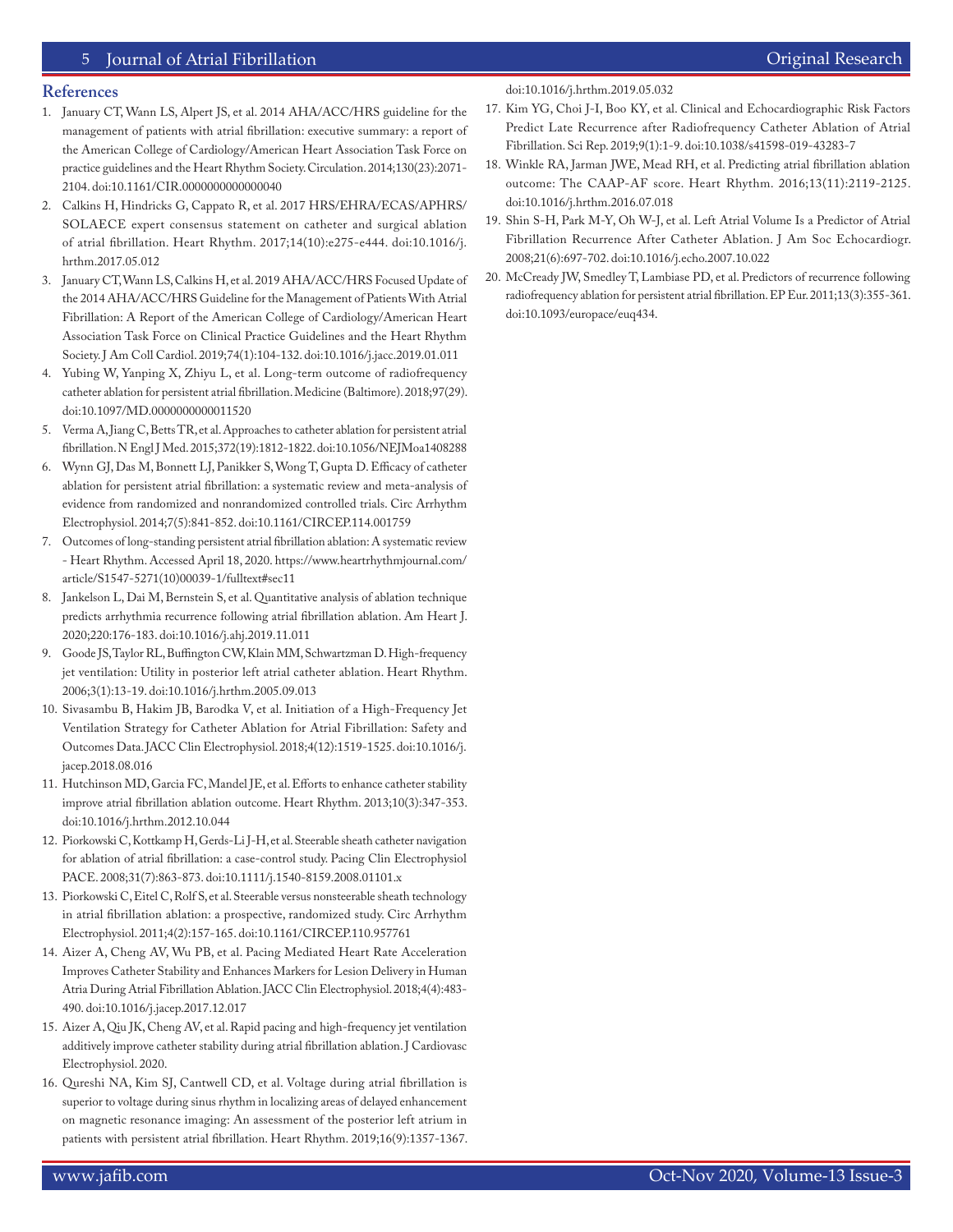## References

1. January CT, Wann LS, Alpert JS, et al. 2014 AHA/ACC/HRS guideline for the management of patients with atrial fibrillation: executive summary: a report of the American College of Cardiology/American Heart Association Task Force on practice guidelines and the Heart Rhythm Society. Circulation. 2014;130(23):2071-2104. doi:10.1161/CIR.0000000000000040
2. Calkins H, Hindricks G, Cappato R, et al. 2017 HRS/EHRA/ECAS/APHRS/SOLAECE expert consensus statement on catheter and surgical ablation of atrial fibrillation. Heart Rhythm. 2017;14(10):e275-e444. doi:10.1016/j.hrthm.2017.05.012
3. January CT, Wann LS, Calkins H, et al. 2019 AHA/ACC/HRS Focused Update of the 2014 AHA/ACC/HRS Guideline for the Management of Patients With Atrial Fibrillation: A Report of the American College of Cardiology/American Heart Association Task Force on Clinical Practice Guidelines and the Heart Rhythm Society. J Am Coll Cardiol. 2019;74(1):104-132. doi:10.1016/j.jacc.2019.01.011
4. Yubing W, Yanping X, Zhiyu L, et al. Long-term outcome of radiofrequency catheter ablation for persistent atrial fibrillation. Medicine (Baltimore). 2018;97(29). doi:10.1097/MD.0000000000011520
5. Verma A, Jiang C, Betts TR, et al. Approaches to catheter ablation for persistent atrial fibrillation. N Engl J Med. 2015;372(19):1812-1822. doi:10.1056/NEJMoa1408288
6. Wynn GJ, Das M, Bonnett LJ, Panikker S, Wong T, Gupta D. Efficacy of catheter ablation for persistent atrial fibrillation: a systematic review and meta-analysis of evidence from randomized and nonrandomized controlled trials. Circ Arrhythm Electrophysiol. 2014;7(5):841-852. doi:10.1161/CIRCEP.114.001759
7. Outcomes of long-standing persistent atrial fibrillation ablation: A systematic review - Heart Rhythm. Accessed April 18, 2020. https://www.heartrhythmjournal.com/article/S1547-5271(10)00039-1/fulltext#sec11
8. Jankelson L, Dai M, Bernstein S, et al. Quantitative analysis of ablation technique predicts arrhythmia recurrence following atrial fibrillation ablation. Am Heart J. 2020;220:176-183. doi:10.1016/j.ahj.2019.11.011
9. Goode JS, Taylor RL, Buffington CW, Klain MM, Schwartzman D. High-frequency jet ventilation: Utility in posterior left atrial catheter ablation. Heart Rhythm. 2006;3(1):13-19. doi:10.1016/j.hrthm.2005.09.013
10. Sivasambu B, Hakim JB, Barodka V, et al. Initiation of a High-Frequency Jet Ventilation Strategy for Catheter Ablation for Atrial Fibrillation: Safety and Outcomes Data. JACC Clin Electrophysiol. 2018;4(12):1519-1525. doi:10.1016/j.jacep.2018.08.016
11. Hutchinson MD, Garcia FC, Mandel JE, et al. Efforts to enhance catheter stability improve atrial fibrillation ablation outcome. Heart Rhythm. 2013;10(3):347-353. doi:10.1016/j.hrthm.2012.10.044
12. Piorkowski C, Kottkamp H, Gerds-Li J-H, et al. Steerable sheath catheter navigation for ablation of atrial fibrillation: a case-control study. Pacing Clin Electrophysiol PACE. 2008;31(7):863-873. doi:10.1111/j.1540-8159.2008.01101.x
13. Piorkowski C, Eitel C, Rolf S, et al. Steerable versus nonsteerable sheath technology in atrial fibrillation ablation: a prospective, randomized study. Circ Arrhythm Electrophysiol. 2011;4(2):157-165. doi:10.1161/CIRCEP.110.957761
14. Aizer A, Cheng AV, Wu PB, et al. Pacing Mediated Heart Rate Acceleration Improves Catheter Stability and Enhances Markers for Lesion Delivery in Human Atria During Atrial Fibrillation Ablation. JACC Clin Electrophysiol. 2018;4(4):483-490. doi:10.1016/j.jacep.2017.12.017
15. Aizer A, Qiu JK, Cheng AV, et al. Rapid pacing and high-frequency jet ventilation additively improve catheter stability during atrial fibrillation ablation. J Cardiovasc Electrophysiol. 2020.
16. Qureshi NA, Kim SJ, Cantwell CD, et al. Voltage during atrial fibrillation is superior to voltage during sinus rhythm in localizing areas of delayed enhancement on magnetic resonance imaging: An assessment of the posterior left atrium in patients with persistent atrial fibrillation. Heart Rhythm. 2019;16(9):1357-1367. doi:10.1016/j.hrthm.2019.05.032
17. Kim YG, Choi J-I, Boo KY, et al. Clinical and Echocardiographic Risk Factors Predict Late Recurrence after Radiofrequency Catheter Ablation of Atrial Fibrillation. Sci Rep. 2019;9(1):1-9. doi:10.1038/s41598-019-43283-7
18. Winkle RA, Jarman JWE, Mead RH, et al. Predicting atrial fibrillation ablation outcome: The CAAP-AF score. Heart Rhythm. 2016;13(11):2119-2125. doi:10.1016/j.hrthm.2016.07.018
19. Shin S-H, Park M-Y, Oh W-J, et al. Left Atrial Volume Is a Predictor of Atrial Fibrillation Recurrence After Catheter Ablation. J Am Soc Echocardiogr. 2008;21(6):697-702. doi:10.1016/j.echo.2007.10.022
20. McCready JW, Smedley T, Lambiase PD, et al. Predictors of recurrence following radiofrequency ablation for persistent atrial fibrillation. EP Eur. 2011;13(3):355-361. doi:10.1093/europace/euq434.